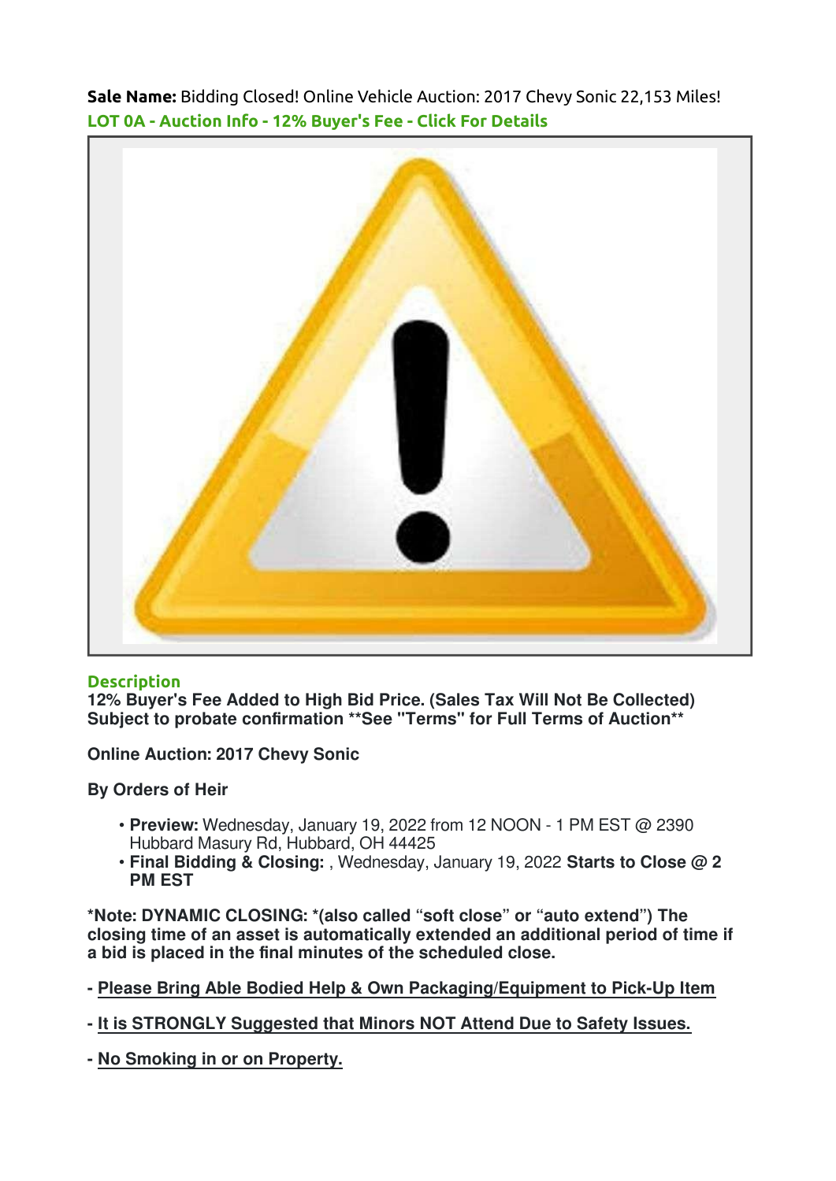**Sale Name:** Bidding Closed! Online Vehicle Auction: 2017 Chevy Sonic 22,153 Miles!

**LOT 0A - Auction Info - 12% Buyer's Fee - Click For Details**

**Description**

**12% Buyer's Fee Added to High Bid Price. (Sales Tax Will Not Be Collected) Subject to probate confirmation **See "Terms" for Full Terms of Auction****

**Online Auction: 2017 Chevy Sonic**

**By Orders of Heir**

- **Preview:** Wednesday, January 19, 2022 from 12 NOON - 1 PM EST @ 2390 Hubbard Masury Rd, Hubbard, OH 44425
- **Final Bidding & Closing:** , Wednesday, January 19, 2022 **Starts to Close @ 2 PM EST**

**\*Note: DYNAMIC CLOSING: \*(also called "soft close" or "auto extend") The closing time of an asset is automatically extended an additional period of time if a bid is placed in the final minutes of the scheduled close.**

**- Please Bring Able Bodied Help & Own Packaging/Equipment to Pick-Up Item**

**- It is STRONGLY Suggested that Minors NOT Attend Due to Safety Issues.**

**- No Smoking in or on Property.**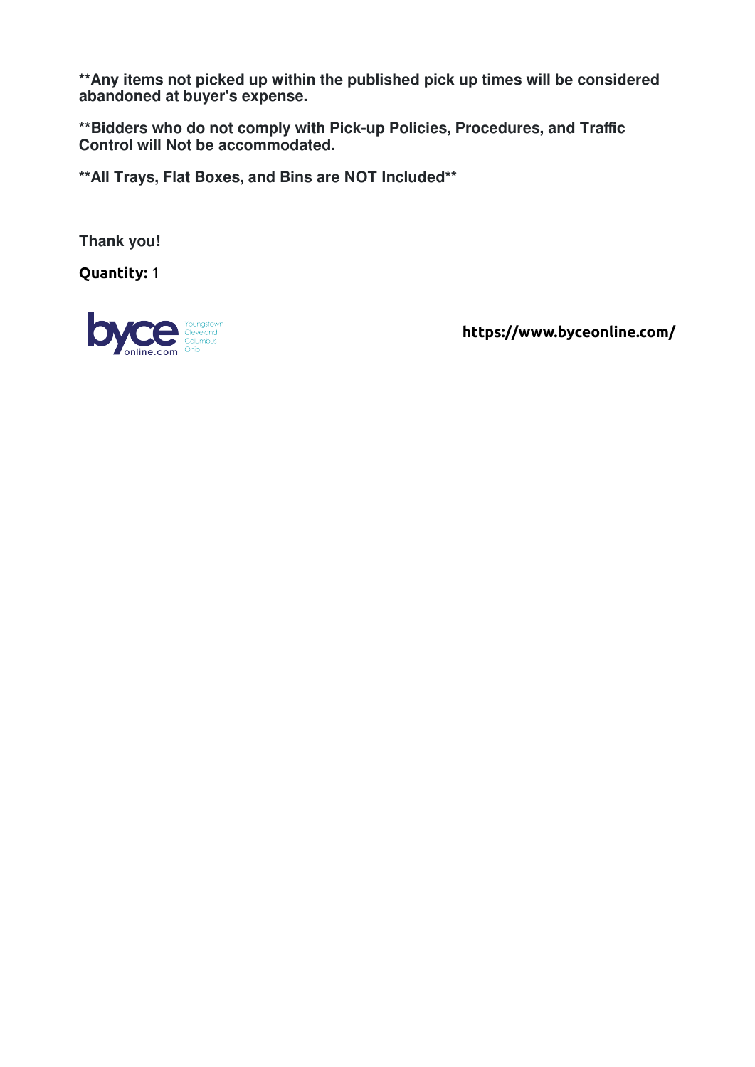**Any items not picked up within the published pick up times will be considered abandoned at buyer's expense.**

**Bidders who do not comply with Pick-up Policies, Procedures, and Traffic Control will Not be accommodated.**

****All Trays, Flat Boxes, and Bins are NOT Included****

**Thank you!**

**Quantity:** 1

byce online.com Youngstown Cleveland Columbus Ohio

**https://www.byceonline.com/**